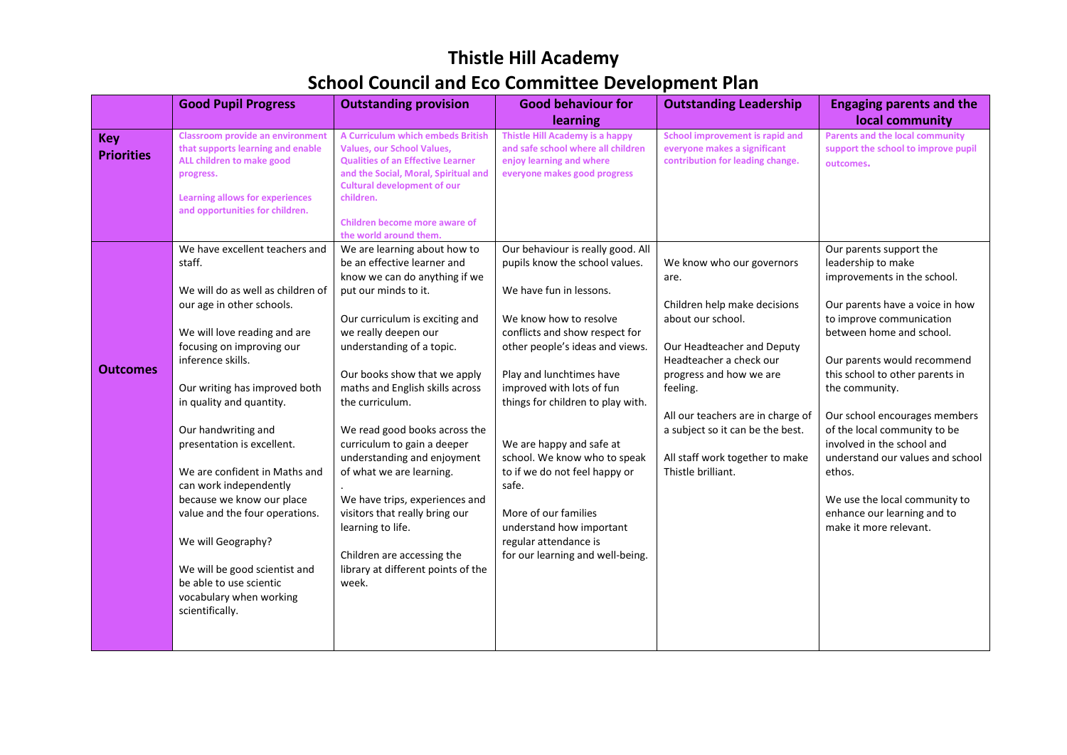# Thistle Hill Academy

## School Council and Eco Committee Development Plan

| | Good Pupil Progress | Outstanding provision | Good behaviour for learning | Outstanding Leadership | Engaging parents and the local community |
|---|---|---|---|---|---|
| **Key Priorities** | **Classroom provide an environment that supports learning and enable ALL children to make good progress.**<br><br>**Learning allows for experiences and opportunities for children.** | **A Curriculum which embeds British Values, our School Values, Qualities of an Effective Learner and the Social, Moral, Spiritual and Cultural development of our children.**<br><br>**Children become more aware of the world around them.** | **Thistle Hill Academy is a happy and safe school where all children enjoy learning and where everyone makes good progress** | **School improvement is rapid and everyone makes a significant contribution for leading change.** | **Parents and the local community support the school to improve pupil outcomes.** |
| **Outcomes** | We have excellent teachers and staff.<br><br>We will do as well as children of our age in other schools.<br><br>We will love reading and are focusing on improving our inference skills.<br><br>Our writing has improved both in quality and quantity.<br><br>Our handwriting and presentation is excellent.<br><br>We are confident in Maths and can work independently because we know our place value and the four operations.<br><br>We will Geography?<br><br>We will be good scientist and be able to use scientic vocabulary when working scientifically. | We are learning about how to be an effective learner and know we can do anything if we put our minds to it.<br><br>Our curriculum is exciting and we really deepen our understanding of a topic.<br><br>Our books show that we apply maths and English skills across the curriculum.<br><br>We read good books across the curriculum to gain a deeper understanding and enjoyment of what we are learning.<br>.<br>We have trips, experiences and visitors that really bring our learning to life.<br><br>Children are accessing the library at different points of the week. | Our behaviour is really good. All pupils know the school values.<br><br>We have fun in lessons.<br><br>We know how to resolve conflicts and show respect for other people's ideas and views.<br><br>Play and lunchtimes have improved with lots of fun things for children to play with.<br><br>We are happy and safe at school. We know who to speak to if we do not feel happy or safe.<br><br>More of our families understand how important regular attendance is for our learning and well-being. | We know who our governors are.<br><br>Children help make decisions about our school.<br><br>Our Headteacher and Deputy Headteacher a check our progress and how we are feeling.<br><br>All our teachers are in charge of a subject so it can be the best.<br><br>All staff work together to make Thistle brilliant. | Our parents support the leadership to make improvements in the school.<br><br>Our parents have a voice in how to improve communication between home and school.<br><br>Our parents would recommend this school to other parents in the community.<br><br>Our school encourages members of the local community to be involved in the school and understand our values and school ethos.<br><br>We use the local community to enhance our learning and to make it more relevant. |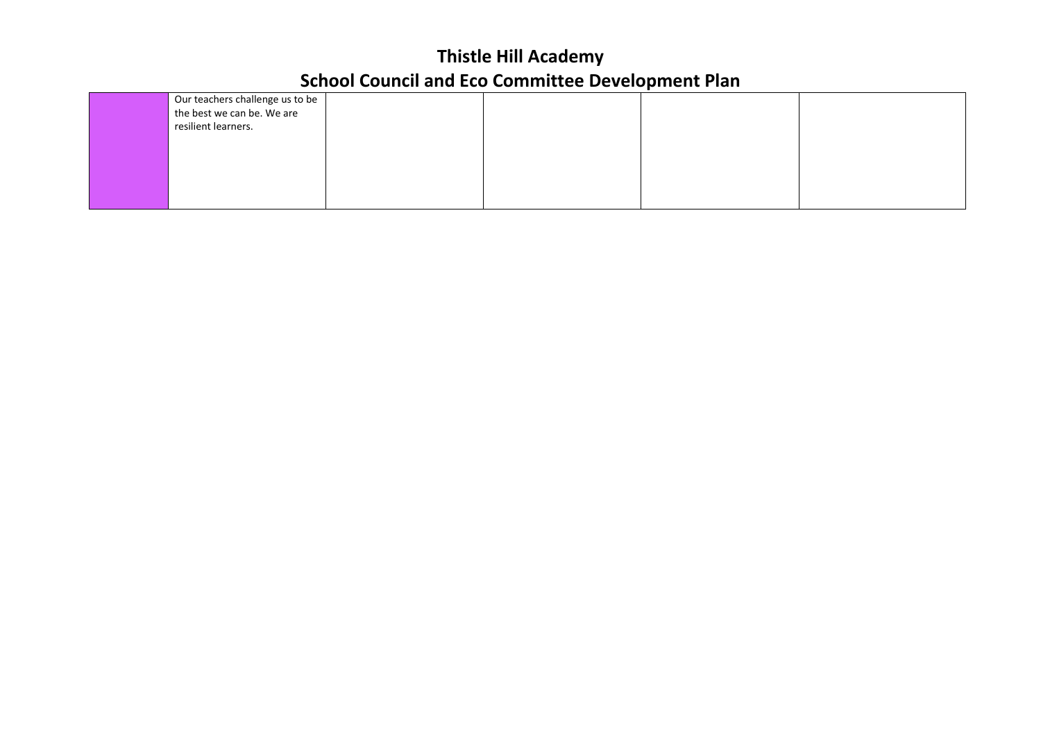# Thistle Hill Academy

## School Council and Eco Committee Development Plan

| | | | | | |
|---|---|---|---|---|---|
| | Our teachers challenge us to be the best we can be. We are resilient learners. | | | | |